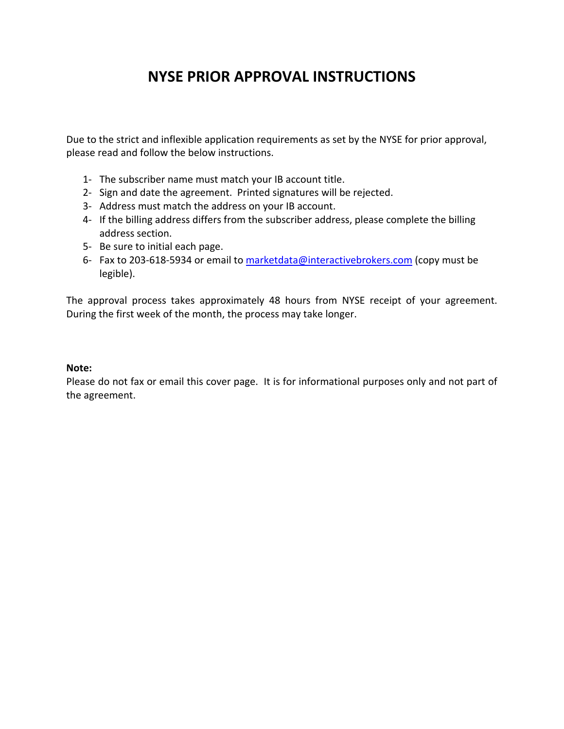# NYSE PRIOR APPROVAL INSTRUCTIONS

Due to the strict and inflexible application requirements as set by the NYSE for prior approval, please read and follow the below instructions.

1- The subscriber name must match your IB account title.
2- Sign and date the agreement. Printed signatures will be rejected.
3- Address must match the address on your IB account.
4- If the billing address differs from the subscriber address, please complete the billing address section.
5- Be sure to initial each page.
6- Fax to 203-618-5934 or email to marketdata@interactivebrokers.com (copy must be legible).

The approval process takes approximately 48 hours from NYSE receipt of your agreement. During the first week of the month, the process may take longer.

**Note:**
Please do not fax or email this cover page. It is for informational purposes only and not part of the agreement.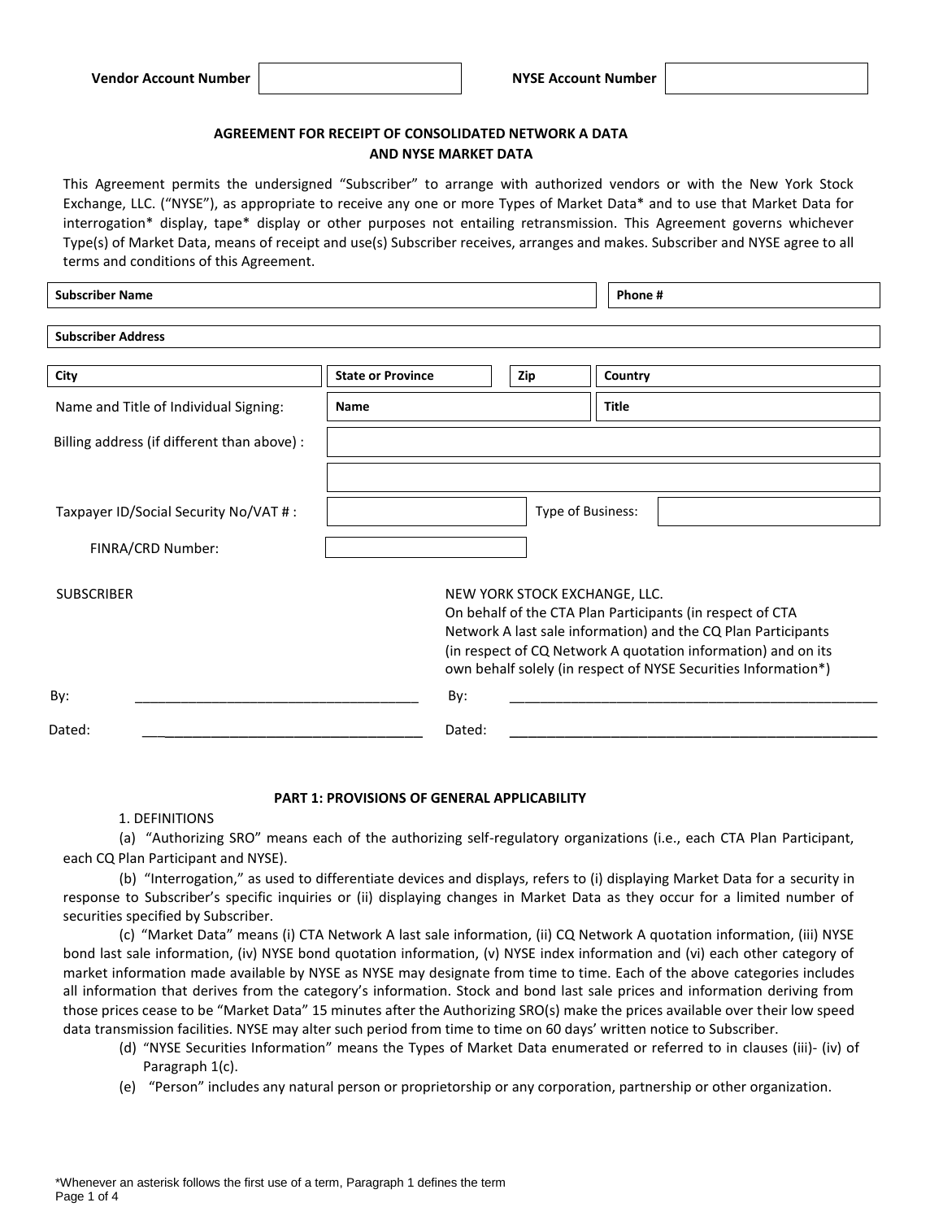| Vendor Account Number | | NYSE Account Number | |
|---|---|---|---|

**AGREEMENT FOR RECEIPT OF CONSOLIDATED NETWORK A DATA AND NYSE MARKET DATA**

This Agreement permits the undersigned "Subscriber" to arrange with authorized vendors or with the New York Stock Exchange, LLC. ("NYSE"), as appropriate to receive any one or more Types of Market Data* and to use that Market Data for interrogation* display, tape* display or other purposes not entailing retransmission. This Agreement governs whichever Type(s) of Market Data, means of receipt and use(s) Subscriber receives, arranges and makes. Subscriber and NYSE agree to all terms and conditions of this Agreement.

| Subscriber Name | | | Phone # |
|---|---|---|---|
| Subscriber Address | | | |
| City | State or Province | Zip | Country |

| | | |
|---|---|---|
| Name and Title of Individual Signing: | Name | Title |
| Billing address (if different than above) : | | |
| | | |
| Taxpayer ID/Social Security No/VAT # : | | Type of Business: |
| FINRA/CRD Number: | | |

| SUBSCRIBER | NEW YORK STOCK EXCHANGE, LLC. On behalf of the CTA Plan Participants (in respect of CTA Network A last sale information) and the CQ Plan Participants (in respect of CQ Network A quotation information) and on its own behalf solely (in respect of NYSE Securities Information*) |
|---|---|
| By: ______________________ | By: ______________________ |
| Dated: ______________________ | Dated: ______________________ |

## PART 1: PROVISIONS OF GENERAL APPLICABILITY

1. DEFINITIONS

(a) "Authorizing SRO" means each of the authorizing self-regulatory organizations (i.e., each CTA Plan Participant, each CQ Plan Participant and NYSE).

(b) "Interrogation," as used to differentiate devices and displays, refers to (i) displaying Market Data for a security in response to Subscriber's specific inquiries or (ii) displaying changes in Market Data as they occur for a limited number of securities specified by Subscriber.

(c) "Market Data" means (i) CTA Network A last sale information, (ii) CQ Network A quotation information, (iii) NYSE bond last sale information, (iv) NYSE bond quotation information, (v) NYSE index information and (vi) each other category of market information made available by NYSE as NYSE may designate from time to time. Each of the above categories includes all information that derives from the category's information. Stock and bond last sale prices and information deriving from those prices cease to be "Market Data" 15 minutes after the Authorizing SRO(s) make the prices available over their low speed data transmission facilities. NYSE may alter such period from time to time on 60 days' written notice to Subscriber.

(d) "NYSE Securities Information" means the Types of Market Data enumerated or referred to in clauses (iii)- (iv) of Paragraph 1(c).

(e) "Person" includes any natural person or proprietorship or any corporation, partnership or other organization.

*Whenever an asterisk follows the first use of a term, Paragraph 1 defines the term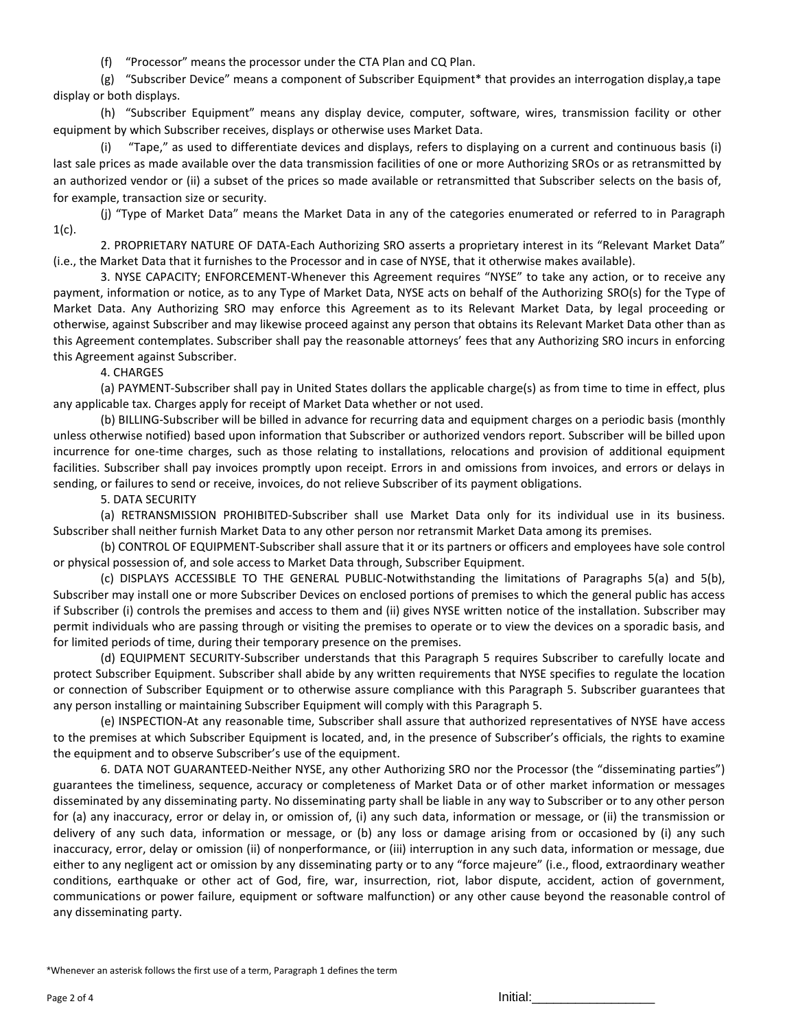(f) "Processor" means the processor under the CTA Plan and CQ Plan.

(g) "Subscriber Device" means a component of Subscriber Equipment* that provides an interrogation display,a tape display or both displays.

(h) "Subscriber Equipment" means any display device, computer, software, wires, transmission facility or other equipment by which Subscriber receives, displays or otherwise uses Market Data.

(i) "Tape," as used to differentiate devices and displays, refers to displaying on a current and continuous basis (i) last sale prices as made available over the data transmission facilities of one or more Authorizing SROs or as retransmitted by an authorized vendor or (ii) a subset of the prices so made available or retransmitted that Subscriber selects on the basis of, for example, transaction size or security.

(j) "Type of Market Data" means the Market Data in any of the categories enumerated or referred to in Paragraph 1(c).

2. PROPRIETARY NATURE OF DATA-Each Authorizing SRO asserts a proprietary interest in its "Relevant Market Data" (i.e., the Market Data that it furnishes to the Processor and in case of NYSE, that it otherwise makes available).

3. NYSE CAPACITY; ENFORCEMENT-Whenever this Agreement requires "NYSE" to take any action, or to receive any payment, information or notice, as to any Type of Market Data, NYSE acts on behalf of the Authorizing SRO(s) for the Type of Market Data. Any Authorizing SRO may enforce this Agreement as to its Relevant Market Data, by legal proceeding or otherwise, against Subscriber and may likewise proceed against any person that obtains its Relevant Market Data other than as this Agreement contemplates. Subscriber shall pay the reasonable attorneys' fees that any Authorizing SRO incurs in enforcing this Agreement against Subscriber.

4. CHARGES

(a) PAYMENT-Subscriber shall pay in United States dollars the applicable charge(s) as from time to time in effect, plus any applicable tax. Charges apply for receipt of Market Data whether or not used.

(b) BILLING-Subscriber will be billed in advance for recurring data and equipment charges on a periodic basis (monthly unless otherwise notified) based upon information that Subscriber or authorized vendors report. Subscriber will be billed upon incurrence for one-time charges, such as those relating to installations, relocations and provision of additional equipment facilities. Subscriber shall pay invoices promptly upon receipt. Errors in and omissions from invoices, and errors or delays in sending, or failures to send or receive, invoices, do not relieve Subscriber of its payment obligations.

5. DATA SECURITY

(a) RETRANSMISSION PROHIBITED-Subscriber shall use Market Data only for its individual use in its business. Subscriber shall neither furnish Market Data to any other person nor retransmit Market Data among its premises.

(b) CONTROL OF EQUIPMENT-Subscriber shall assure that it or its partners or officers and employees have sole control or physical possession of, and sole access to Market Data through, Subscriber Equipment.

(c) DISPLAYS ACCESSIBLE TO THE GENERAL PUBLIC-Notwithstanding the limitations of Paragraphs 5(a) and 5(b), Subscriber may install one or more Subscriber Devices on enclosed portions of premises to which the general public has access if Subscriber (i) controls the premises and access to them and (ii) gives NYSE written notice of the installation. Subscriber may permit individuals who are passing through or visiting the premises to operate or to view the devices on a sporadic basis, and for limited periods of time, during their temporary presence on the premises.

(d) EQUIPMENT SECURITY-Subscriber understands that this Paragraph 5 requires Subscriber to carefully locate and protect Subscriber Equipment. Subscriber shall abide by any written requirements that NYSE specifies to regulate the location or connection of Subscriber Equipment or to otherwise assure compliance with this Paragraph 5. Subscriber guarantees that any person installing or maintaining Subscriber Equipment will comply with this Paragraph 5.

(e) INSPECTION-At any reasonable time, Subscriber shall assure that authorized representatives of NYSE have access to the premises at which Subscriber Equipment is located, and, in the presence of Subscriber's officials, the rights to examine the equipment and to observe Subscriber's use of the equipment.

6. DATA NOT GUARANTEED-Neither NYSE, any other Authorizing SRO nor the Processor (the "disseminating parties") guarantees the timeliness, sequence, accuracy or completeness of Market Data or of other market information or messages disseminated by any disseminating party. No disseminating party shall be liable in any way to Subscriber or to any other person for (a) any inaccuracy, error or delay in, or omission of, (i) any such data, information or message, or (ii) the transmission or delivery of any such data, information or message, or (b) any loss or damage arising from or occasioned by (i) any such inaccuracy, error, delay or omission (ii) of nonperformance, or (iii) interruption in any such data, information or message, due either to any negligent act or omission by any disseminating party or to any "force majeure" (i.e., flood, extraordinary weather conditions, earthquake or other act of God, fire, war, insurrection, riot, labor dispute, accident, action of government, communications or power failure, equipment or software malfunction) or any other cause beyond the reasonable control of any disseminating party.

*Whenever an asterisk follows the first use of a term, Paragraph 1 defines the term

Initial:_________________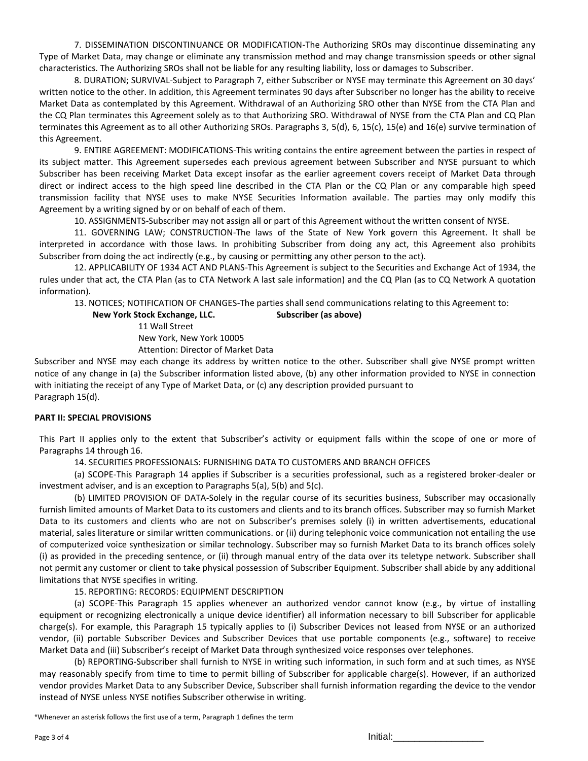7. DISSEMINATION DISCONTINUANCE OR MODIFICATION-The Authorizing SROs may discontinue disseminating any Type of Market Data, may change or eliminate any transmission method and may change transmission speeds or other signal characteristics. The Authorizing SROs shall not be liable for any resulting liability, loss or damages to Subscriber.

8. DURATION; SURVIVAL-Subject to Paragraph 7, either Subscriber or NYSE may terminate this Agreement on 30 days' written notice to the other. In addition, this Agreement terminates 90 days after Subscriber no longer has the ability to receive Market Data as contemplated by this Agreement. Withdrawal of an Authorizing SRO other than NYSE from the CTA Plan and the CQ Plan terminates this Agreement solely as to that Authorizing SRO. Withdrawal of NYSE from the CTA Plan and CQ Plan terminates this Agreement as to all other Authorizing SROs. Paragraphs 3, 5(d), 6, 15(c), 15(e) and 16(e) survive termination of this Agreement.

9. ENTIRE AGREEMENT: MODIFICATIONS-This writing contains the entire agreement between the parties in respect of its subject matter. This Agreement supersedes each previous agreement between Subscriber and NYSE pursuant to which Subscriber has been receiving Market Data except insofar as the earlier agreement covers receipt of Market Data through direct or indirect access to the high speed line described in the CTA Plan or the CQ Plan or any comparable high speed transmission facility that NYSE uses to make NYSE Securities Information available. The parties may only modify this Agreement by a writing signed by or on behalf of each of them.

10. ASSIGNMENTS-Subscriber may not assign all or part of this Agreement without the written consent of NYSE.

11. GOVERNING LAW; CONSTRUCTION-The laws of the State of New York govern this Agreement. It shall be interpreted in accordance with those laws. In prohibiting Subscriber from doing any act, this Agreement also prohibits Subscriber from doing the act indirectly (e.g., by causing or permitting any other person to the act).

12. APPLICABILITY OF 1934 ACT AND PLANS-This Agreement is subject to the Securities and Exchange Act of 1934, the rules under that act, the CTA Plan (as to CTA Network A last sale information) and the CQ Plan (as to CQ Network A quotation information).

13. NOTICES; NOTIFICATION OF CHANGES-The parties shall send communications relating to this Agreement to:

**New York Stock Exchange, LLC.** &nbsp;&nbsp;&nbsp;&nbsp;&nbsp;&nbsp;&nbsp;&nbsp; **Subscriber (as above)**

11 Wall Street
New York, New York 10005
Attention: Director of Market Data

Subscriber and NYSE may each change its address by written notice to the other. Subscriber shall give NYSE prompt written notice of any change in (a) the Subscriber information listed above, (b) any other information provided to NYSE in connection with initiating the receipt of any Type of Market Data, or (c) any description provided pursuant to Paragraph 15(d).

**PART II: SPECIAL PROVISIONS**

This Part II applies only to the extent that Subscriber's activity or equipment falls within the scope of one or more of Paragraphs 14 through 16.

14. SECURITIES PROFESSIONALS: FURNISHING DATA TO CUSTOMERS AND BRANCH OFFICES

(a) SCOPE-This Paragraph 14 applies if Subscriber is a securities professional, such as a registered broker-dealer or investment adviser, and is an exception to Paragraphs 5(a), 5(b) and 5(c).

(b) LIMITED PROVISION OF DATA-Solely in the regular course of its securities business, Subscriber may occasionally furnish limited amounts of Market Data to its customers and clients and to its branch offices. Subscriber may so furnish Market Data to its customers and clients who are not on Subscriber's premises solely (i) in written advertisements, educational material, sales literature or similar written communications. or (ii) during telephonic voice communication not entailing the use of computerized voice synthesization or similar technology. Subscriber may so furnish Market Data to its branch offices solely (i) as provided in the preceding sentence, or (ii) through manual entry of the data over its teletype network. Subscriber shall not permit any customer or client to take physical possession of Subscriber Equipment. Subscriber shall abide by any additional limitations that NYSE specifies in writing.

15. REPORTING: RECORDS: EQUIPMENT DESCRIPTION

(a) SCOPE-This Paragraph 15 applies whenever an authorized vendor cannot know (e.g., by virtue of installing equipment or recognizing electronically a unique device identifier) all information necessary to bill Subscriber for applicable charge(s). For example, this Paragraph 15 typically applies to (i) Subscriber Devices not leased from NYSE or an authorized vendor, (ii) portable Subscriber Devices and Subscriber Devices that use portable components (e.g., software) to receive Market Data and (iii) Subscriber's receipt of Market Data through synthesized voice responses over telephones.

(b) REPORTING-Subscriber shall furnish to NYSE in writing such information, in such form and at such times, as NYSE may reasonably specify from time to time to permit billing of Subscriber for applicable charge(s). However, if an authorized vendor provides Market Data to any Subscriber Device, Subscriber shall furnish information regarding the device to the vendor instead of NYSE unless NYSE notifies Subscriber otherwise in writing.

*Whenever an asterisk follows the first use of a term, Paragraph 1 defines the term

Initial:_________________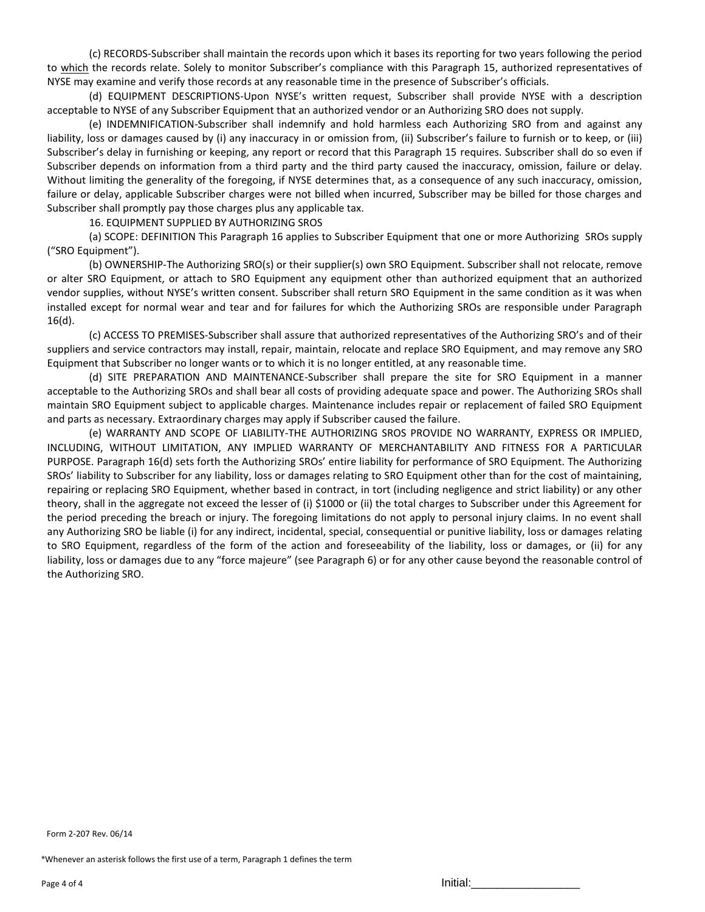(c) RECORDS-Subscriber shall maintain the records upon which it bases its reporting for two years following the period to which the records relate. Solely to monitor Subscriber's compliance with this Paragraph 15, authorized representatives of NYSE may examine and verify those records at any reasonable time in the presence of Subscriber's officials.

(d) EQUIPMENT DESCRIPTIONS-Upon NYSE's written request, Subscriber shall provide NYSE with a description acceptable to NYSE of any Subscriber Equipment that an authorized vendor or an Authorizing SRO does not supply.

(e) INDEMNIFICATION-Subscriber shall indemnify and hold harmless each Authorizing SRO from and against any liability, loss or damages caused by (i) any inaccuracy in or omission from, (ii) Subscriber's failure to furnish or to keep, or (iii) Subscriber's delay in furnishing or keeping, any report or record that this Paragraph 15 requires. Subscriber shall do so even if Subscriber depends on information from a third party and the third party caused the inaccuracy, omission, failure or delay. Without limiting the generality of the foregoing, if NYSE determines that, as a consequence of any such inaccuracy, omission, failure or delay, applicable Subscriber charges were not billed when incurred, Subscriber may be billed for those charges and Subscriber shall promptly pay those charges plus any applicable tax.

16. EQUIPMENT SUPPLIED BY AUTHORIZING SROS

(a) SCOPE: DEFINITION This Paragraph 16 applies to Subscriber Equipment that one or more Authorizing SROs supply ("SRO Equipment").

(b) OWNERSHIP-The Authorizing SRO(s) or their supplier(s) own SRO Equipment. Subscriber shall not relocate, remove or alter SRO Equipment, or attach to SRO Equipment any equipment other than authorized equipment that an authorized vendor supplies, without NYSE's written consent. Subscriber shall return SRO Equipment in the same condition as it was when installed except for normal wear and tear and for failures for which the Authorizing SROs are responsible under Paragraph 16(d).

(c) ACCESS TO PREMISES-Subscriber shall assure that authorized representatives of the Authorizing SRO's and of their suppliers and service contractors may install, repair, maintain, relocate and replace SRO Equipment, and may remove any SRO Equipment that Subscriber no longer wants or to which it is no longer entitled, at any reasonable time.

(d) SITE PREPARATION AND MAINTENANCE-Subscriber shall prepare the site for SRO Equipment in a manner acceptable to the Authorizing SROs and shall bear all costs of providing adequate space and power. The Authorizing SROs shall maintain SRO Equipment subject to applicable charges. Maintenance includes repair or replacement of failed SRO Equipment and parts as necessary. Extraordinary charges may apply if Subscriber caused the failure.

(e) WARRANTY AND SCOPE OF LIABILITY-THE AUTHORIZING SROS PROVIDE NO WARRANTY, EXPRESS OR IMPLIED, INCLUDING, WITHOUT LIMITATION, ANY IMPLIED WARRANTY OF MERCHANTABILITY AND FITNESS FOR A PARTICULAR PURPOSE. Paragraph 16(d) sets forth the Authorizing SROs' entire liability for performance of SRO Equipment. The Authorizing SROs' liability to Subscriber for any liability, loss or damages relating to SRO Equipment other than for the cost of maintaining, repairing or replacing SRO Equipment, whether based in contract, in tort (including negligence and strict liability) or any other theory, shall in the aggregate not exceed the lesser of (i) $1000 or (ii) the total charges to Subscriber under this Agreement for the period preceding the breach or injury. The foregoing limitations do not apply to personal injury claims. In no event shall any Authorizing SRO be liable (i) for any indirect, incidental, special, consequential or punitive liability, loss or damages relating to SRO Equipment, regardless of the form of the action and foreseeability of the liability, loss or damages, or (ii) for any liability, loss or damages due to any "force majeure" (see Paragraph 6) or for any other cause beyond the reasonable control of the Authorizing SRO.

Form 2-207 Rev. 06/14

*Whenever an asterisk follows the first use of a term, Paragraph 1 defines the term

Initial:_________________